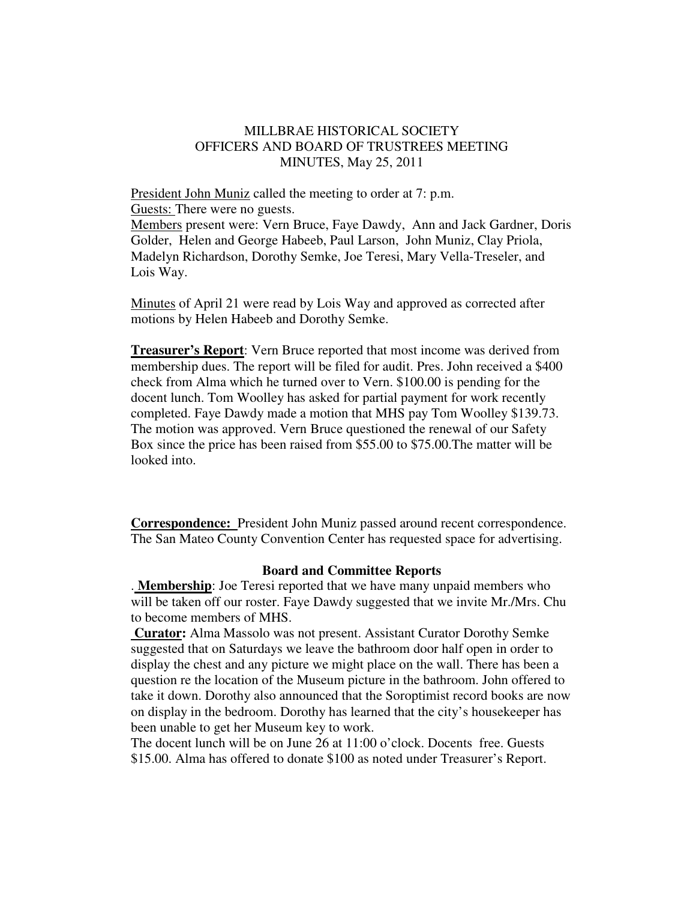MILLBRAE HISTORICAL SOCIETY
OFFICERS AND BOARD OF TRUSTREES MEETING
MINUTES, May 25, 2011

President John Muniz called the meeting to order at 7: p.m.
Guests: There were no guests.
Members present were: Vern Bruce, Faye Dawdy, Ann and Jack Gardner, Doris Golder, Helen and George Habeeb, Paul Larson, John Muniz, Clay Priola, Madelyn Richardson, Dorothy Semke, Joe Teresi, Mary Vella-Treseler, and Lois Way.

Minutes of April 21 were read by Lois Way and approved as corrected after motions by Helen Habeeb and Dorothy Semke.

**Treasurer's Report**: Vern Bruce reported that most income was derived from membership dues. The report will be filed for audit. Pres. John received a $400 check from Alma which he turned over to Vern. $100.00 is pending for the docent lunch. Tom Woolley has asked for partial payment for work recently completed. Faye Dawdy made a motion that MHS pay Tom Woolley $139.73. The motion was approved. Vern Bruce questioned the renewal of our Safety Box since the price has been raised from $55.00 to $75.00.The matter will be looked into.

**Correspondence:** President John Muniz passed around recent correspondence. The San Mateo County Convention Center has requested space for advertising.

**Board and Committee Reports**

. **Membership**: Joe Teresi reported that we have many unpaid members who will be taken off our roster. Faye Dawdy suggested that we invite Mr./Mrs. Chu to become members of MHS.

**Curator:** Alma Massolo was not present. Assistant Curator Dorothy Semke suggested that on Saturdays we leave the bathroom door half open in order to display the chest and any picture we might place on the wall. There has been a question re the location of the Museum picture in the bathroom. John offered to take it down. Dorothy also announced that the Soroptimist record books are now on display in the bedroom. Dorothy has learned that the city's housekeeper has been unable to get her Museum key to work.

The docent lunch will be on June 26 at 11:00 o'clock. Docents free. Guests $15.00. Alma has offered to donate $100 as noted under Treasurer's Report.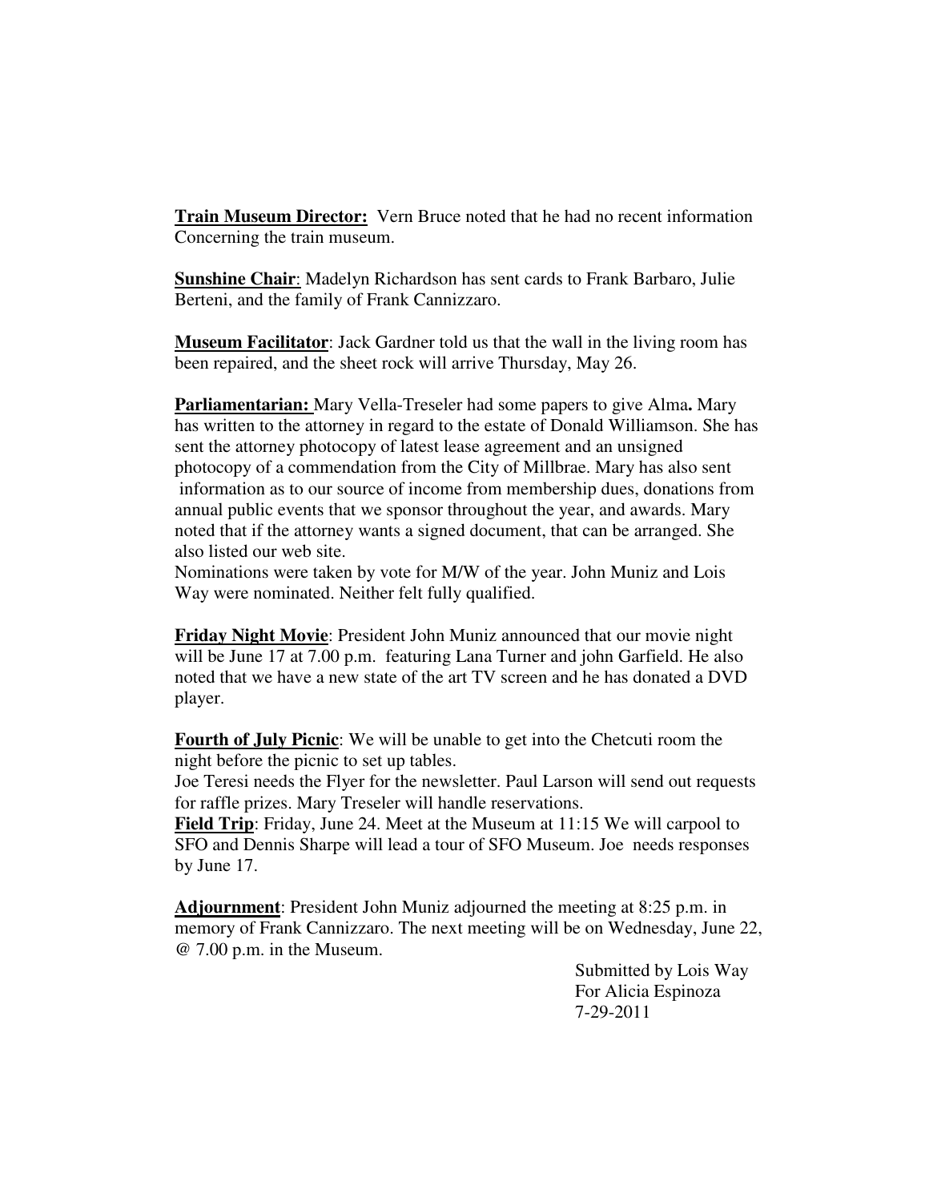**Train Museum Director:** Vern Bruce noted that he had no recent information Concerning the train museum.

**Sunshine Chair**: Madelyn Richardson has sent cards to Frank Barbaro, Julie Berteni, and the family of Frank Cannizzaro.

**Museum Facilitator**: Jack Gardner told us that the wall in the living room has been repaired, and the sheet rock will arrive Thursday, May 26.

**Parliamentarian:** Mary Vella-Treseler had some papers to give Alma**.** Mary has written to the attorney in regard to the estate of Donald Williamson. She has sent the attorney photocopy of latest lease agreement and an unsigned photocopy of a commendation from the City of Millbrae. Mary has also sent information as to our source of income from membership dues, donations from annual public events that we sponsor throughout the year, and awards. Mary noted that if the attorney wants a signed document, that can be arranged. She also listed our web site.

Nominations were taken by vote for M/W of the year. John Muniz and Lois Way were nominated. Neither felt fully qualified.

**Friday Night Movie**: President John Muniz announced that our movie night will be June 17 at 7.00 p.m. featuring Lana Turner and john Garfield. He also noted that we have a new state of the art TV screen and he has donated a DVD player.

**Fourth of July Picnic**: We will be unable to get into the Chetcuti room the night before the picnic to set up tables.

Joe Teresi needs the Flyer for the newsletter. Paul Larson will send out requests for raffle prizes. Mary Treseler will handle reservations.

**Field Trip**: Friday, June 24. Meet at the Museum at 11:15 We will carpool to SFO and Dennis Sharpe will lead a tour of SFO Museum. Joe needs responses by June 17.

**Adjournment**: President John Muniz adjourned the meeting at 8:25 p.m. in memory of Frank Cannizzaro. The next meeting will be on Wednesday, June 22, @ 7.00 p.m. in the Museum.

Submitted by Lois Way
For Alicia Espinoza
7-29-2011